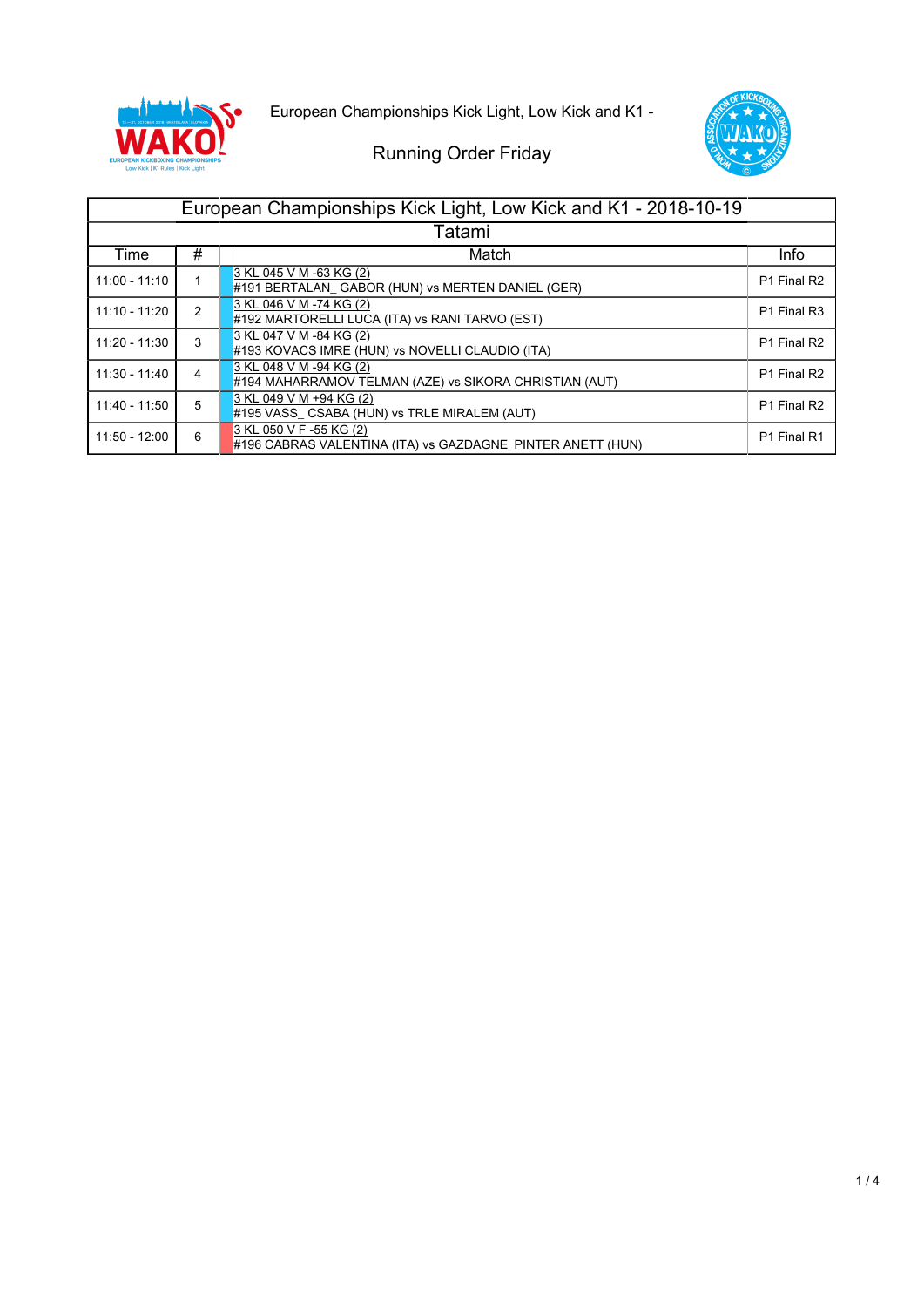European Championships Kick Light, Low Kick and K1 -

Running Order Friday

| European Championships Kick Light, Low Kick and K1 - 2018-10-19 | | | |
|---|---|---|---|
| Tatami | | | |
| Time | # | Match | Info |
| 11:00 - 11:10 | 1 | 3 KL 045 V M -63 KG (2)<br>#191 BERTALAN_ GABOR (HUN) vs MERTEN DANIEL (GER) | P1 Final R2 |
| 11:10 - 11:20 | 2 | 3 KL 046 V M -74 KG (2)<br>#192 MARTORELLI LUCA (ITA) vs RANI TARVO (EST) | P1 Final R3 |
| 11:20 - 11:30 | 3 | 3 KL 047 V M -84 KG (2)<br>#193 KOVACS IMRE (HUN) vs NOVELLI CLAUDIO (ITA) | P1 Final R2 |
| 11:30 - 11:40 | 4 | 3 KL 048 V M -94 KG (2)<br>#194 MAHARRAMOV TELMAN (AZE) vs SIKORA CHRISTIAN (AUT) | P1 Final R2 |
| 11:40 - 11:50 | 5 | 3 KL 049 V M +94 KG (2)<br>#195 VASS_ CSABA (HUN) vs TRLE MIRALEM (AUT) | P1 Final R2 |
| 11:50 - 12:00 | 6 | 3 KL 050 V F -55 KG (2)<br>#196 CABRAS VALENTINA (ITA) vs GAZDAGNE_PINTER ANETT (HUN) | P1 Final R1 |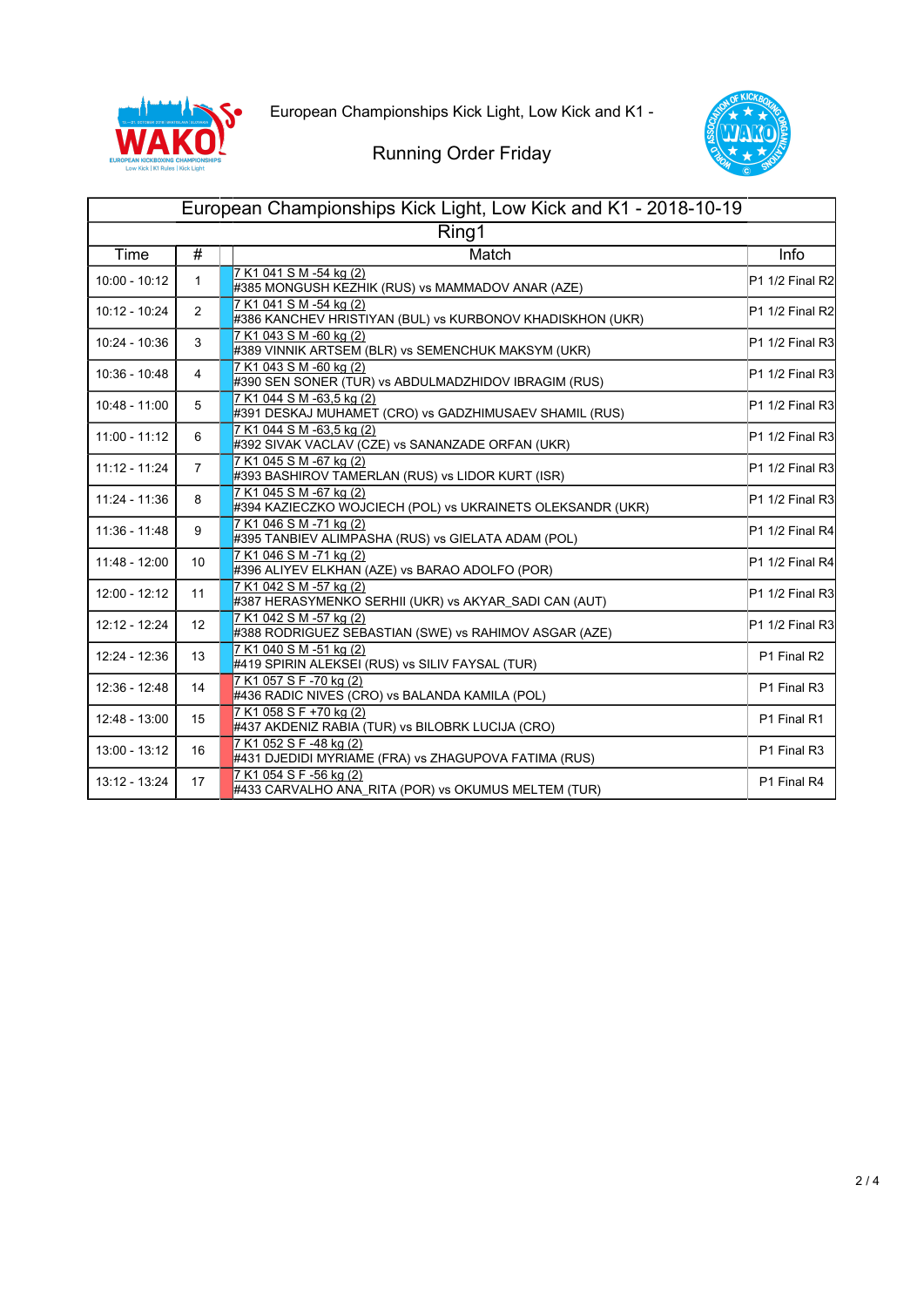European Championships Kick Light, Low Kick and K1 -

Running Order Friday

| European Championships Kick Light, Low Kick and K1 - 2018-10-19 | | | |
|---|---|---|---|
| Ring1 | | | |
| Time | # | Match | Info |
| 10:00 - 10:12 | 1 | 7 K1 041 S M -54 kg (2)<br>#385 MONGUSH KEZHIK (RUS) vs MAMMADOV ANAR (AZE) | P1 1/2 Final R2 |
| 10:12 - 10:24 | 2 | 7 K1 041 S M -54 kg (2)<br>#386 KANCHEV HRISTIYAN (BUL) vs KURBONOV KHADISKHON (UKR) | P1 1/2 Final R2 |
| 10:24 - 10:36 | 3 | 7 K1 043 S M -60 kg (2)<br>#389 VINNIK ARTSEM (BLR) vs SEMENCHUK MAKSYM (UKR) | P1 1/2 Final R3 |
| 10:36 - 10:48 | 4 | 7 K1 043 S M -60 kg (2)<br>#390 SEN SONER (TUR) vs ABDULMADZHIDOV IBRAGIM (RUS) | P1 1/2 Final R3 |
| 10:48 - 11:00 | 5 | 7 K1 044 S M -63,5 kg (2)<br>#391 DESKAJ MUHAMET (CRO) vs GADZHIMUSAEV SHAMIL (RUS) | P1 1/2 Final R3 |
| 11:00 - 11:12 | 6 | 7 K1 044 S M -63,5 kg (2)<br>#392 SIVAK VACLAV (CZE) vs SANANZADE ORFAN (UKR) | P1 1/2 Final R3 |
| 11:12 - 11:24 | 7 | 7 K1 045 S M -67 kg (2)<br>#393 BASHIROV TAMERLAN (RUS) vs LIDOR KURT (ISR) | P1 1/2 Final R3 |
| 11:24 - 11:36 | 8 | 7 K1 045 S M -67 kg (2)<br>#394 KAZIECZKO WOJCIECH (POL) vs UKRAINETS OLEKSANDR (UKR) | P1 1/2 Final R3 |
| 11:36 - 11:48 | 9 | 7 K1 046 S M -71 kg (2)<br>#395 TANBIEV ALIMPASHA (RUS) vs GIELATA ADAM (POL) | P1 1/2 Final R4 |
| 11:48 - 12:00 | 10 | 7 K1 046 S M -71 kg (2)<br>#396 ALIYEV ELKHAN (AZE) vs BARAO ADOLFO (POR) | P1 1/2 Final R4 |
| 12:00 - 12:12 | 11 | 7 K1 042 S M -57 kg (2)<br>#387 HERASYMENKO SERHII (UKR) vs AKYAR_SADI CAN (AUT) | P1 1/2 Final R3 |
| 12:12 - 12:24 | 12 | 7 K1 042 S M -57 kg (2)<br>#388 RODRIGUEZ SEBASTIAN (SWE) vs RAHIMOV ASGAR (AZE) | P1 1/2 Final R3 |
| 12:24 - 12:36 | 13 | 7 K1 040 S M -51 kg (2)<br>#419 SPIRIN ALEKSEI (RUS) vs SILIV FAYSAL (TUR) | P1 Final R2 |
| 12:36 - 12:48 | 14 | 7 K1 057 S F -70 kg (2)<br>#436 RADIC NIVES (CRO) vs BALANDA KAMILA (POL) | P1 Final R3 |
| 12:48 - 13:00 | 15 | 7 K1 058 S F +70 kg (2)<br>#437 AKDENIZ RABIA (TUR) vs BILOBRK LUCIJA (CRO) | P1 Final R1 |
| 13:00 - 13:12 | 16 | 7 K1 052 S F -48 kg (2)<br>#431 DJEDIDI MYRIAME (FRA) vs ZHAGUPOVA FATIMA (RUS) | P1 Final R3 |
| 13:12 - 13:24 | 17 | 7 K1 054 S F -56 kg (2)<br>#433 CARVALHO ANA_RITA (POR) vs OKUMUS MELTEM (TUR) | P1 Final R4 |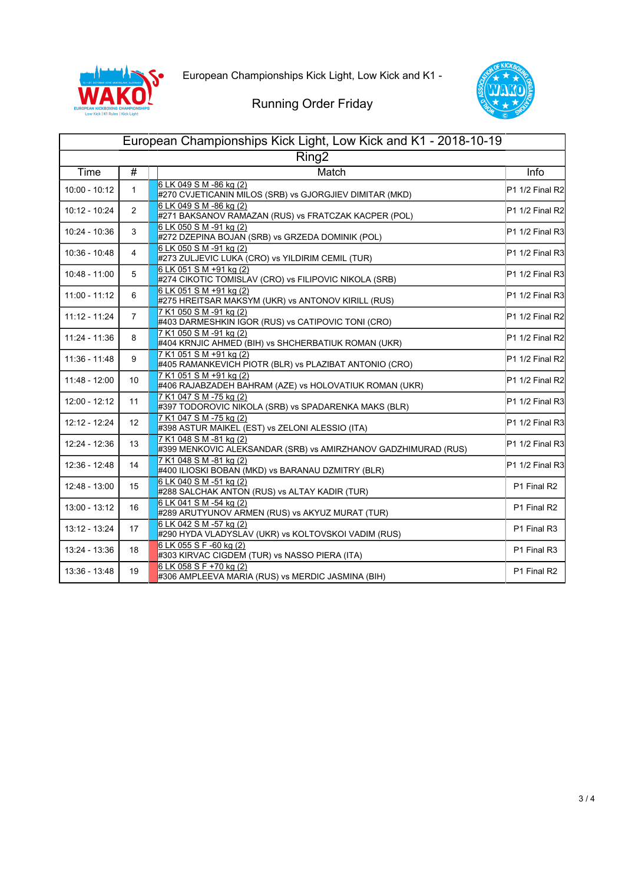European Championships Kick Light, Low Kick and K1 -

Running Order Friday

| European Championships Kick Light, Low Kick and K1 - 2018-10-19 | | | |
|---|---|---|---|
| Ring2 | | | |
| Time | # | Match | Info |
| 10:00 - 10:12 | 1 | 6 LK 049 S M -86 kg (2)<br>#270 CVJETICANIN MILOS (SRB) vs GJORGJIEV DIMITAR (MKD) | P1 1/2 Final R2 |
| 10:12 - 10:24 | 2 | 6 LK 049 S M -86 kg (2)<br>#271 BAKSANOV RAMAZAN (RUS) vs FRATCZAK KACPER (POL) | P1 1/2 Final R2 |
| 10:24 - 10:36 | 3 | 6 LK 050 S M -91 kg (2)<br>#272 DZEPINA BOJAN (SRB) vs GRZEDA DOMINIK (POL) | P1 1/2 Final R3 |
| 10:36 - 10:48 | 4 | 6 LK 050 S M -91 kg (2)<br>#273 ZULJEVIC LUKA (CRO) vs YILDIRIM CEMIL (TUR) | P1 1/2 Final R3 |
| 10:48 - 11:00 | 5 | 6 LK 051 S M +91 kg (2)<br>#274 CIKOTIC TOMISLAV (CRO) vs FILIPOVIC NIKOLA (SRB) | P1 1/2 Final R3 |
| 11:00 - 11:12 | 6 | 6 LK 051 S M +91 kg (2)<br>#275 HREITSAR MAKSYM (UKR) vs ANTONOV KIRILL (RUS) | P1 1/2 Final R3 |
| 11:12 - 11:24 | 7 | 7 K1 050 S M -91 kg (2)<br>#403 DARMESHKIN IGOR (RUS) vs CATIPOVIC TONI (CRO) | P1 1/2 Final R2 |
| 11:24 - 11:36 | 8 | 7 K1 050 S M -91 kg (2)<br>#404 KRNJIC AHMED (BIH) vs SHCHERBATIUK ROMAN (UKR) | P1 1/2 Final R2 |
| 11:36 - 11:48 | 9 | 7 K1 051 S M +91 kg (2)<br>#405 RAMANKEVICH PIOTR (BLR) vs PLAZIBAT ANTONIO (CRO) | P1 1/2 Final R2 |
| 11:48 - 12:00 | 10 | 7 K1 051 S M +91 kg (2)<br>#406 RAJABZADEH BAHRAM (AZE) vs HOLOVATIUK ROMAN (UKR) | P1 1/2 Final R2 |
| 12:00 - 12:12 | 11 | 7 K1 047 S M -75 kg (2)<br>#397 TODOROVIC NIKOLA (SRB) vs SPADARENKA MAKS (BLR) | P1 1/2 Final R3 |
| 12:12 - 12:24 | 12 | 7 K1 047 S M -75 kg (2)<br>#398 ASTUR MAIKEL (EST) vs ZELONI ALESSIO (ITA) | P1 1/2 Final R3 |
| 12:24 - 12:36 | 13 | 7 K1 048 S M -81 kg (2)<br>#399 MENKOVIC ALEKSANDAR (SRB) vs AMIRZHANOV GADZHIMURAD (RUS) | P1 1/2 Final R3 |
| 12:36 - 12:48 | 14 | 7 K1 048 S M -81 kg (2)<br>#400 ILIOSKI BOBAN (MKD) vs BARANAU DZMITRY (BLR) | P1 1/2 Final R3 |
| 12:48 - 13:00 | 15 | 6 LK 040 S M -51 kg (2)<br>#288 SALCHAK ANTON (RUS) vs ALTAY KADIR (TUR) | P1 Final R2 |
| 13:00 - 13:12 | 16 | 6 LK 041 S M -54 kg (2)<br>#289 ARUTYUNOV ARMEN (RUS) vs AKYUZ MURAT (TUR) | P1 Final R2 |
| 13:12 - 13:24 | 17 | 6 LK 042 S M -57 kg (2)<br>#290 HYDA VLADYSLAV (UKR) vs KOLTOVSKOI VADIM (RUS) | P1 Final R3 |
| 13:24 - 13:36 | 18 | 6 LK 055 S F -60 kg (2)<br>#303 KIRVAC CIGDEM (TUR) vs NASSO PIERA (ITA) | P1 Final R3 |
| 13:36 - 13:48 | 19 | 6 LK 058 S F +70 kg (2)<br>#306 AMPLEEVA MARIA (RUS) vs MERDIC JASMINA (BIH) | P1 Final R2 |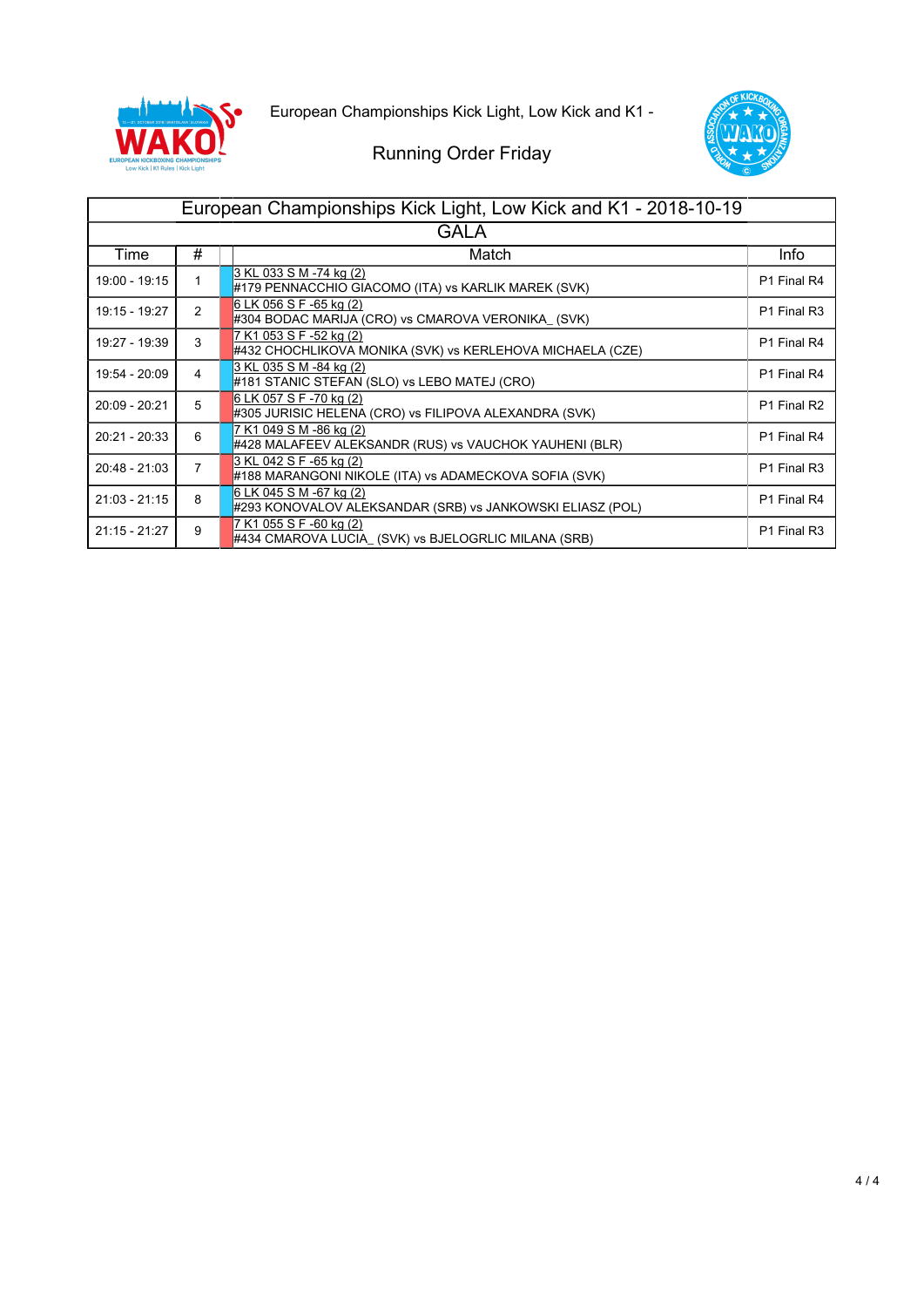European Championships Kick Light, Low Kick and K1 -

Running Order Friday

| European Championships Kick Light, Low Kick and K1 - 2018-10-19 | | | |
|---|---|---|---|
| GALA | | | |
| Time | # | Match | Info |
| 19:00 - 19:15 | 1 | 3 KL 033 S M -74 kg (2)<br>#179 PENNACCHIO GIACOMO (ITA) vs KARLIK MAREK (SVK) | P1 Final R4 |
| 19:15 - 19:27 | 2 | 6 LK 056 S F -65 kg (2)<br>#304 BODAC MARIJA (CRO) vs CMAROVA VERONIKA_ (SVK) | P1 Final R3 |
| 19:27 - 19:39 | 3 | 7 K1 053 S F -52 kg (2)<br>#432 CHOCHLIKOVA MONIKA (SVK) vs KERLEHOVA MICHAELA (CZE) | P1 Final R4 |
| 19:54 - 20:09 | 4 | 3 KL 035 S M -84 kg (2)<br>#181 STANIC STEFAN (SLO) vs LEBO MATEJ (CRO) | P1 Final R4 |
| 20:09 - 20:21 | 5 | 6 LK 057 S F -70 kg (2)<br>#305 JURISIC HELENA (CRO) vs FILIPOVA ALEXANDRA (SVK) | P1 Final R2 |
| 20:21 - 20:33 | 6 | 7 K1 049 S M -86 kg (2)<br>#428 MALAFEEV ALEKSANDR (RUS) vs VAUCHOK YAUHENI (BLR) | P1 Final R4 |
| 20:48 - 21:03 | 7 | 3 KL 042 S F -65 kg (2)<br>#188 MARANGONI NIKOLE (ITA) vs ADAMECKOVA SOFIA (SVK) | P1 Final R3 |
| 21:03 - 21:15 | 8 | 6 LK 045 S M -67 kg (2)<br>#293 KONOVALOV ALEKSANDAR (SRB) vs JANKOWSKI ELIASZ (POL) | P1 Final R4 |
| 21:15 - 21:27 | 9 | 7 K1 055 S F -60 kg (2)<br>#434 CMAROVA LUCIA_ (SVK) vs BJELOGRLIC MILANA (SRB) | P1 Final R3 |